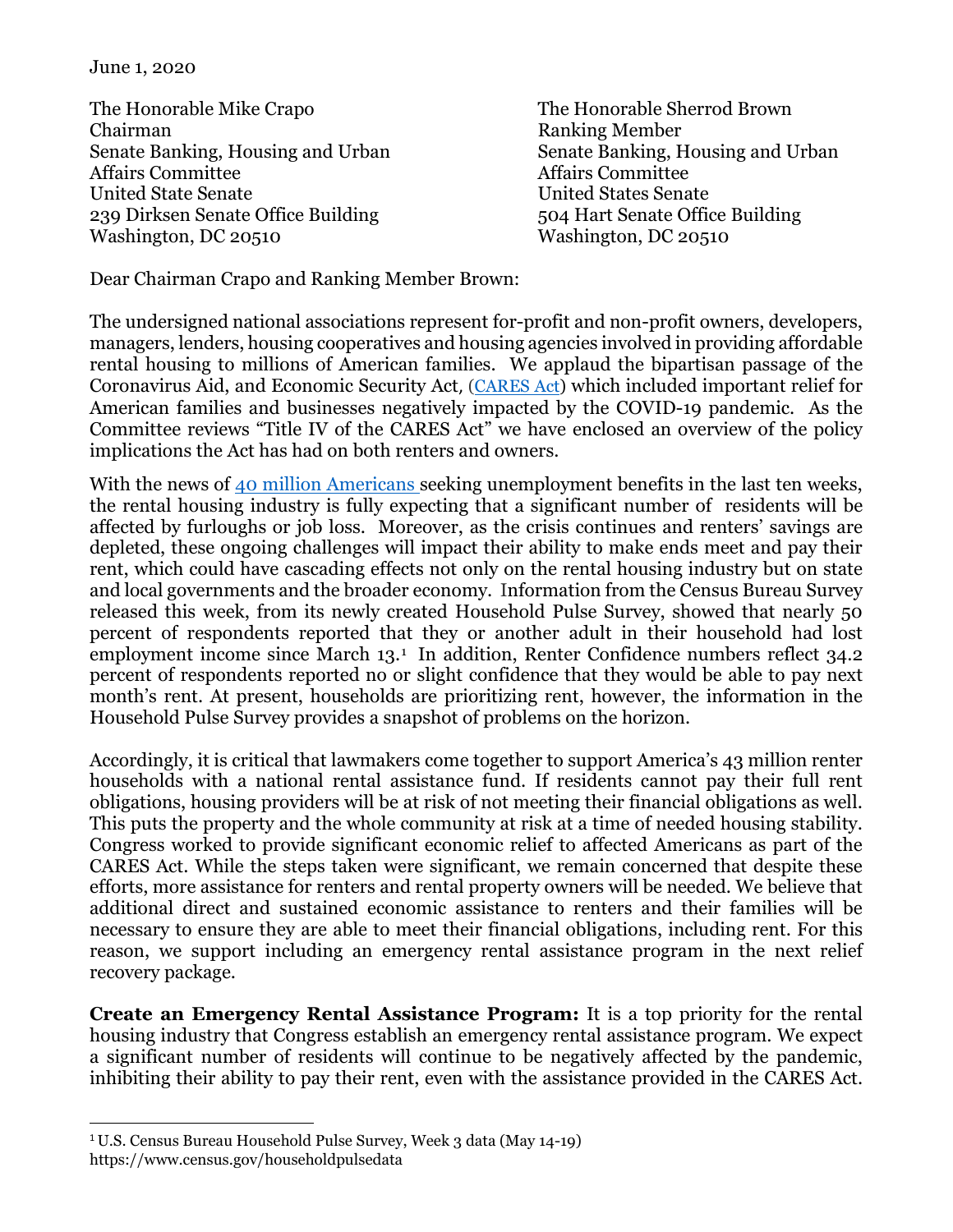June 1, 2020

The Honorable Mike Crapo
Chairman
Senate Banking, Housing and Urban Affairs Committee
United State Senate
239 Dirksen Senate Office Building
Washington, DC 20510

The Honorable Sherrod Brown
Ranking Member
Senate Banking, Housing and Urban Affairs Committee
United States Senate
504 Hart Senate Office Building
Washington, DC 20510

Dear Chairman Crapo and Ranking Member Brown:

The undersigned national associations represent for-profit and non-profit owners, developers, managers, lenders, housing cooperatives and housing agencies involved in providing affordable rental housing to millions of American families. We applaud the bipartisan passage of the Coronavirus Aid, and Economic Security Act, (CARES Act) which included important relief for American families and businesses negatively impacted by the COVID-19 pandemic. As the Committee reviews "Title IV of the CARES Act" we have enclosed an overview of the policy implications the Act has had on both renters and owners.

With the news of 40 million Americans seeking unemployment benefits in the last ten weeks, the rental housing industry is fully expecting that a significant number of residents will be affected by furloughs or job loss. Moreover, as the crisis continues and renters' savings are depleted, these ongoing challenges will impact their ability to make ends meet and pay their rent, which could have cascading effects not only on the rental housing industry but on state and local governments and the broader economy. Information from the Census Bureau Survey released this week, from its newly created Household Pulse Survey, showed that nearly 50 percent of respondents reported that they or another adult in their household had lost employment income since March 13.[1] In addition, Renter Confidence numbers reflect 34.2 percent of respondents reported no or slight confidence that they would be able to pay next month's rent. At present, households are prioritizing rent, however, the information in the Household Pulse Survey provides a snapshot of problems on the horizon.

Accordingly, it is critical that lawmakers come together to support America's 43 million renter households with a national rental assistance fund. If residents cannot pay their full rent obligations, housing providers will be at risk of not meeting their financial obligations as well. This puts the property and the whole community at risk at a time of needed housing stability. Congress worked to provide significant economic relief to affected Americans as part of the CARES Act. While the steps taken were significant, we remain concerned that despite these efforts, more assistance for renters and rental property owners will be needed. We believe that additional direct and sustained economic assistance to renters and their families will be necessary to ensure they are able to meet their financial obligations, including rent. For this reason, we support including an emergency rental assistance program in the next relief recovery package.

**Create an Emergency Rental Assistance Program:** It is a top priority for the rental housing industry that Congress establish an emergency rental assistance program. We expect a significant number of residents will continue to be negatively affected by the pandemic, inhibiting their ability to pay their rent, even with the assistance provided in the CARES Act.

[1] U.S. Census Bureau Household Pulse Survey, Week 3 data (May 14-19) https://www.census.gov/householdpulsedata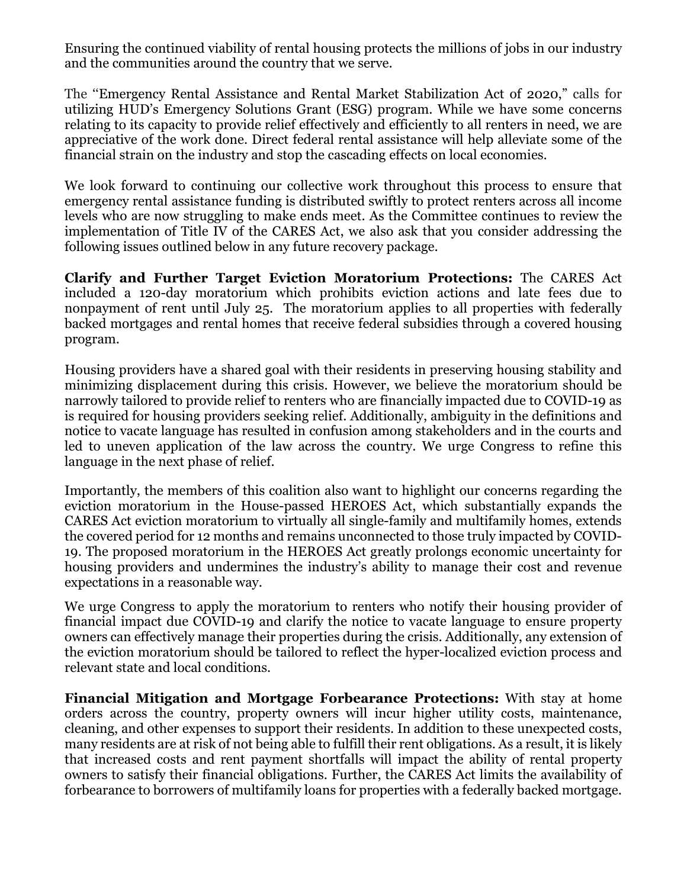Ensuring the continued viability of rental housing protects the millions of jobs in our industry and the communities around the country that we serve.

The "Emergency Rental Assistance and Rental Market Stabilization Act of 2020," calls for utilizing HUD's Emergency Solutions Grant (ESG) program. While we have some concerns relating to its capacity to provide relief effectively and efficiently to all renters in need, we are appreciative of the work done. Direct federal rental assistance will help alleviate some of the financial strain on the industry and stop the cascading effects on local economies.

We look forward to continuing our collective work throughout this process to ensure that emergency rental assistance funding is distributed swiftly to protect renters across all income levels who are now struggling to make ends meet. As the Committee continues to review the implementation of Title IV of the CARES Act, we also ask that you consider addressing the following issues outlined below in any future recovery package.

**Clarify and Further Target Eviction Moratorium Protections:** The CARES Act included a 120-day moratorium which prohibits eviction actions and late fees due to nonpayment of rent until July 25. The moratorium applies to all properties with federally backed mortgages and rental homes that receive federal subsidies through a covered housing program.

Housing providers have a shared goal with their residents in preserving housing stability and minimizing displacement during this crisis. However, we believe the moratorium should be narrowly tailored to provide relief to renters who are financially impacted due to COVID-19 as is required for housing providers seeking relief. Additionally, ambiguity in the definitions and notice to vacate language has resulted in confusion among stakeholders and in the courts and led to uneven application of the law across the country. We urge Congress to refine this language in the next phase of relief.

Importantly, the members of this coalition also want to highlight our concerns regarding the eviction moratorium in the House-passed HEROES Act, which substantially expands the CARES Act eviction moratorium to virtually all single-family and multifamily homes, extends the covered period for 12 months and remains unconnected to those truly impacted by COVID-19. The proposed moratorium in the HEROES Act greatly prolongs economic uncertainty for housing providers and undermines the industry's ability to manage their cost and revenue expectations in a reasonable way.

We urge Congress to apply the moratorium to renters who notify their housing provider of financial impact due COVID-19 and clarify the notice to vacate language to ensure property owners can effectively manage their properties during the crisis. Additionally, any extension of the eviction moratorium should be tailored to reflect the hyper-localized eviction process and relevant state and local conditions.

**Financial Mitigation and Mortgage Forbearance Protections:** With stay at home orders across the country, property owners will incur higher utility costs, maintenance, cleaning, and other expenses to support their residents. In addition to these unexpected costs, many residents are at risk of not being able to fulfill their rent obligations. As a result, it is likely that increased costs and rent payment shortfalls will impact the ability of rental property owners to satisfy their financial obligations. Further, the CARES Act limits the availability of forbearance to borrowers of multifamily loans for properties with a federally backed mortgage.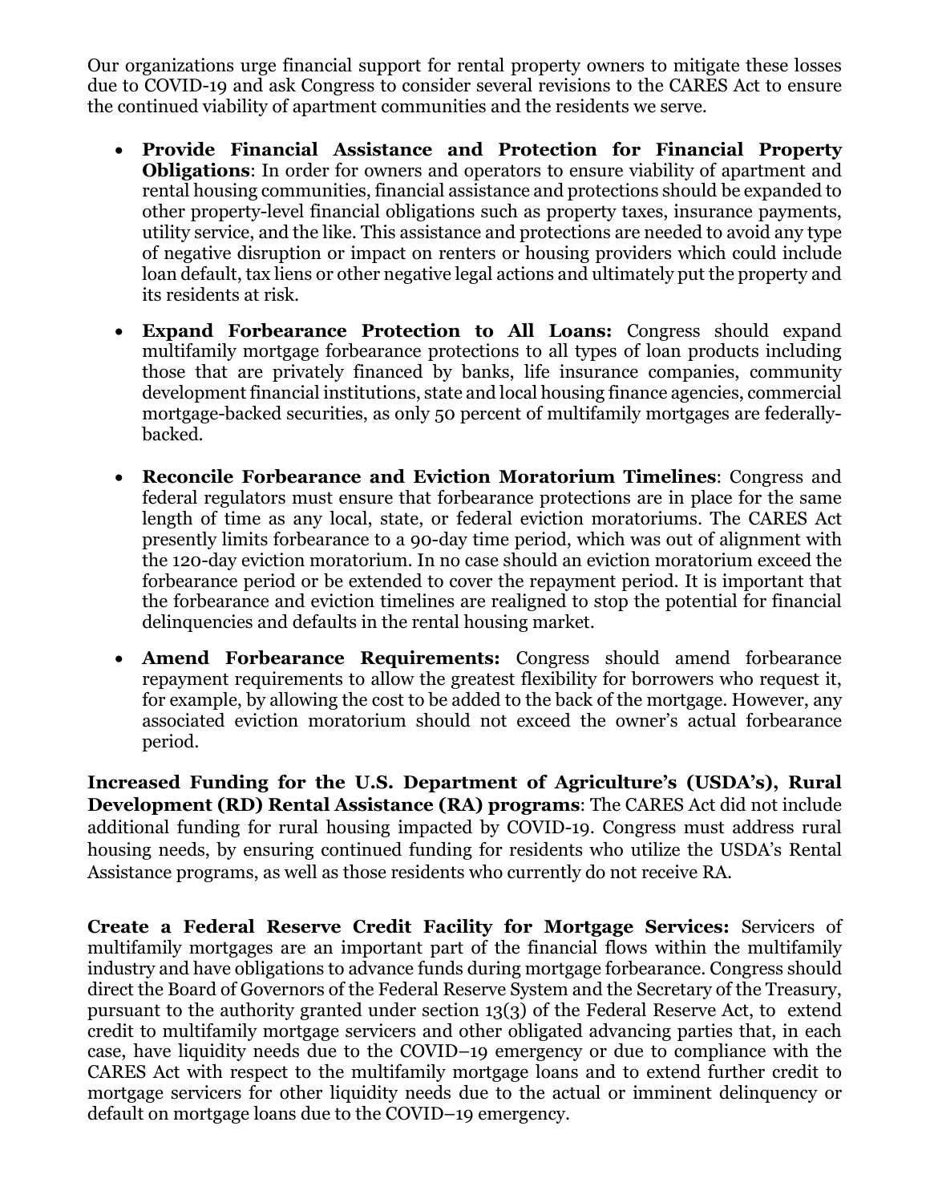Our organizations urge financial support for rental property owners to mitigate these losses due to COVID-19 and ask Congress to consider several revisions to the CARES Act to ensure the continued viability of apartment communities and the residents we serve.

- **Provide Financial Assistance and Protection for Financial Property Obligations**: In order for owners and operators to ensure viability of apartment and rental housing communities, financial assistance and protections should be expanded to other property-level financial obligations such as property taxes, insurance payments, utility service, and the like. This assistance and protections are needed to avoid any type of negative disruption or impact on renters or housing providers which could include loan default, tax liens or other negative legal actions and ultimately put the property and its residents at risk.
- **Expand Forbearance Protection to All Loans:** Congress should expand multifamily mortgage forbearance protections to all types of loan products including those that are privately financed by banks, life insurance companies, community development financial institutions, state and local housing finance agencies, commercial mortgage-backed securities, as only 50 percent of multifamily mortgages are federally-backed.
- **Reconcile Forbearance and Eviction Moratorium Timelines**: Congress and federal regulators must ensure that forbearance protections are in place for the same length of time as any local, state, or federal eviction moratoriums. The CARES Act presently limits forbearance to a 90-day time period, which was out of alignment with the 120-day eviction moratorium. In no case should an eviction moratorium exceed the forbearance period or be extended to cover the repayment period. It is important that the forbearance and eviction timelines are realigned to stop the potential for financial delinquencies and defaults in the rental housing market.
- **Amend Forbearance Requirements:** Congress should amend forbearance repayment requirements to allow the greatest flexibility for borrowers who request it, for example, by allowing the cost to be added to the back of the mortgage. However, any associated eviction moratorium should not exceed the owner's actual forbearance period.

**Increased Funding for the U.S. Department of Agriculture's (USDA's), Rural Development (RD) Rental Assistance (RA) programs**: The CARES Act did not include additional funding for rural housing impacted by COVID-19. Congress must address rural housing needs, by ensuring continued funding for residents who utilize the USDA's Rental Assistance programs, as well as those residents who currently do not receive RA.

**Create a Federal Reserve Credit Facility for Mortgage Services:** Servicers of multifamily mortgages are an important part of the financial flows within the multifamily industry and have obligations to advance funds during mortgage forbearance. Congress should direct the Board of Governors of the Federal Reserve System and the Secretary of the Treasury, pursuant to the authority granted under section 13(3) of the Federal Reserve Act, to extend credit to multifamily mortgage servicers and other obligated advancing parties that, in each case, have liquidity needs due to the COVID–19 emergency or due to compliance with the CARES Act with respect to the multifamily mortgage loans and to extend further credit to mortgage servicers for other liquidity needs due to the actual or imminent delinquency or default on mortgage loans due to the COVID–19 emergency.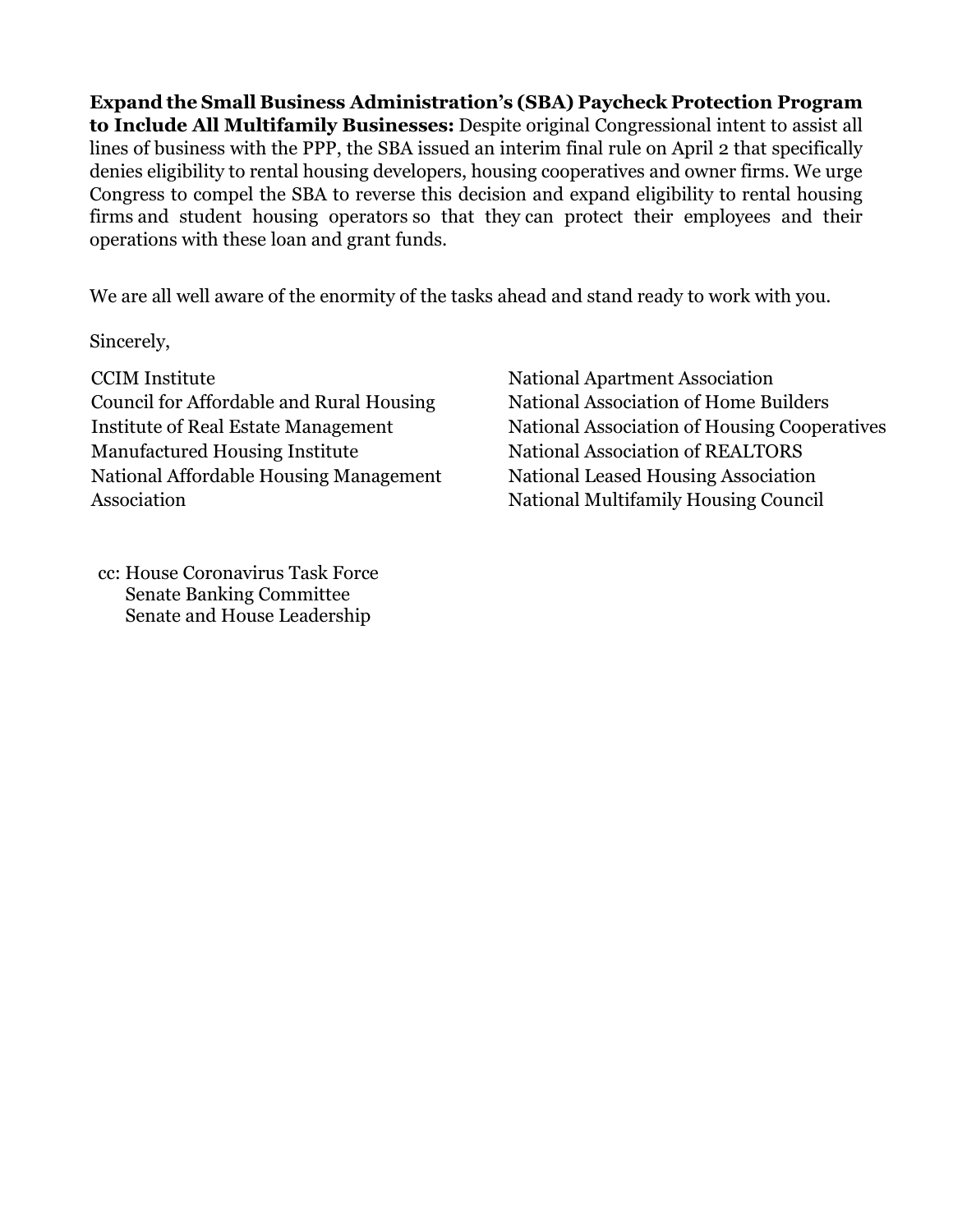**Expand the Small Business Administration's (SBA) Paycheck Protection Program to Include All Multifamily Businesses:** Despite original Congressional intent to assist all lines of business with the PPP, the SBA issued an interim final rule on April 2 that specifically denies eligibility to rental housing developers, housing cooperatives and owner firms. We urge Congress to compel the SBA to reverse this decision and expand eligibility to rental housing firms and student housing operators so that they can protect their employees and their operations with these loan and grant funds.

We are all well aware of the enormity of the tasks ahead and stand ready to work with you.

Sincerely,

CCIM Institute
Council for Affordable and Rural Housing
Institute of Real Estate Management
Manufactured Housing Institute
National Affordable Housing Management Association
National Apartment Association
National Association of Home Builders
National Association of Housing Cooperatives
National Association of REALTORS
National Leased Housing Association
National Multifamily Housing Council

cc: House Coronavirus Task Force
Senate Banking Committee
Senate and House Leadership